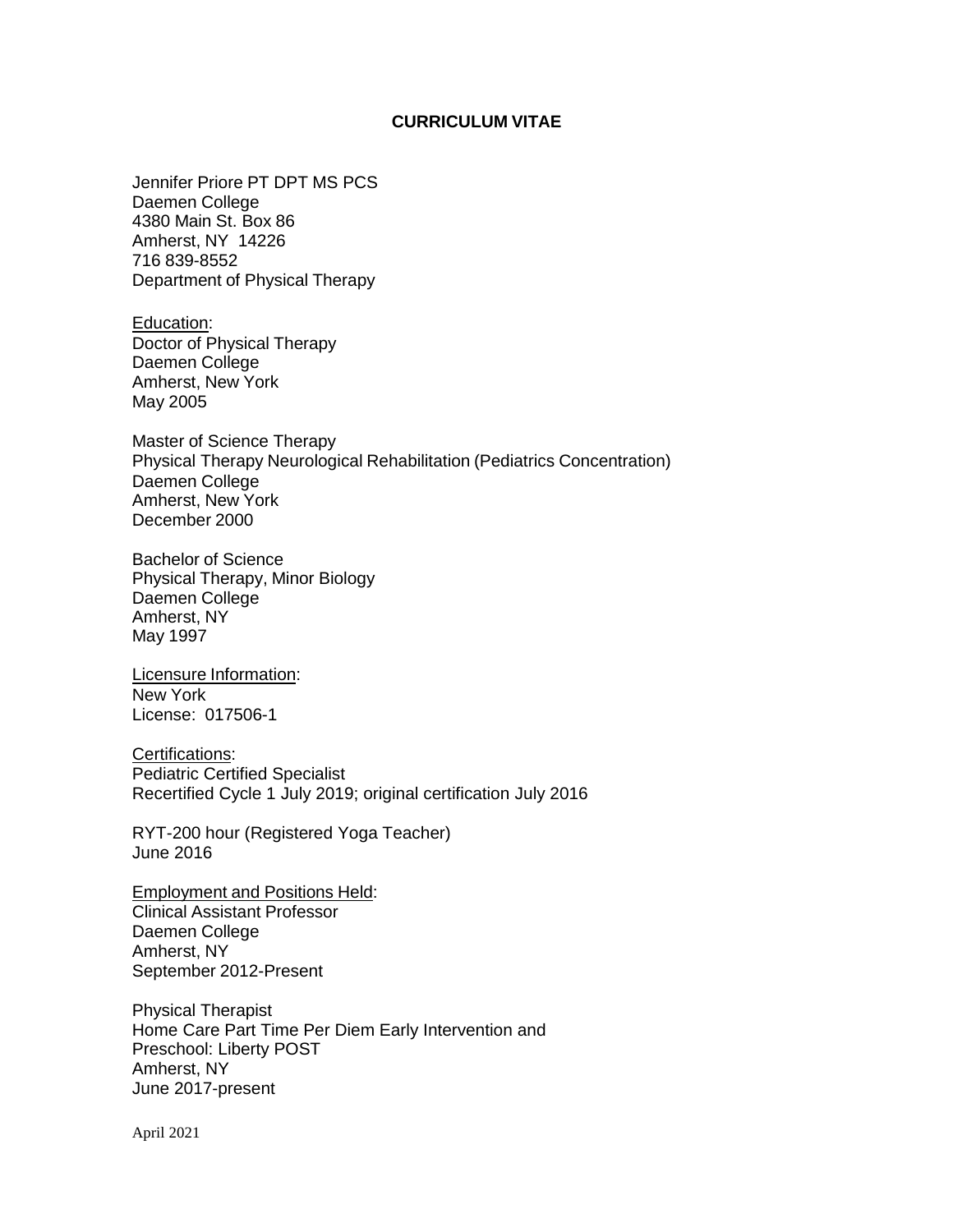# CURRICULUM VITAE

Jennifer Priore PT DPT MS PCS
Daemen College
4380 Main St. Box 86
Amherst, NY 14226
716 839-8552
Department of Physical Therapy

Education:
Doctor of Physical Therapy
Daemen College
Amherst, New York
May 2005

Master of Science Therapy
Physical Therapy Neurological Rehabilitation (Pediatrics Concentration)
Daemen College
Amherst, New York
December 2000

Bachelor of Science
Physical Therapy, Minor Biology
Daemen College
Amherst, NY
May 1997

Licensure Information:
New York
License: 017506-1

Certifications:
Pediatric Certified Specialist
Recertified Cycle 1 July 2019; original certification July 2016

RYT-200 hour (Registered Yoga Teacher)
June 2016

Employment and Positions Held:
Clinical Assistant Professor
Daemen College
Amherst, NY
September 2012-Present

Physical Therapist
Home Care Part Time Per Diem Early Intervention and
Preschool: Liberty POST
Amherst, NY
June 2017-present

April 2021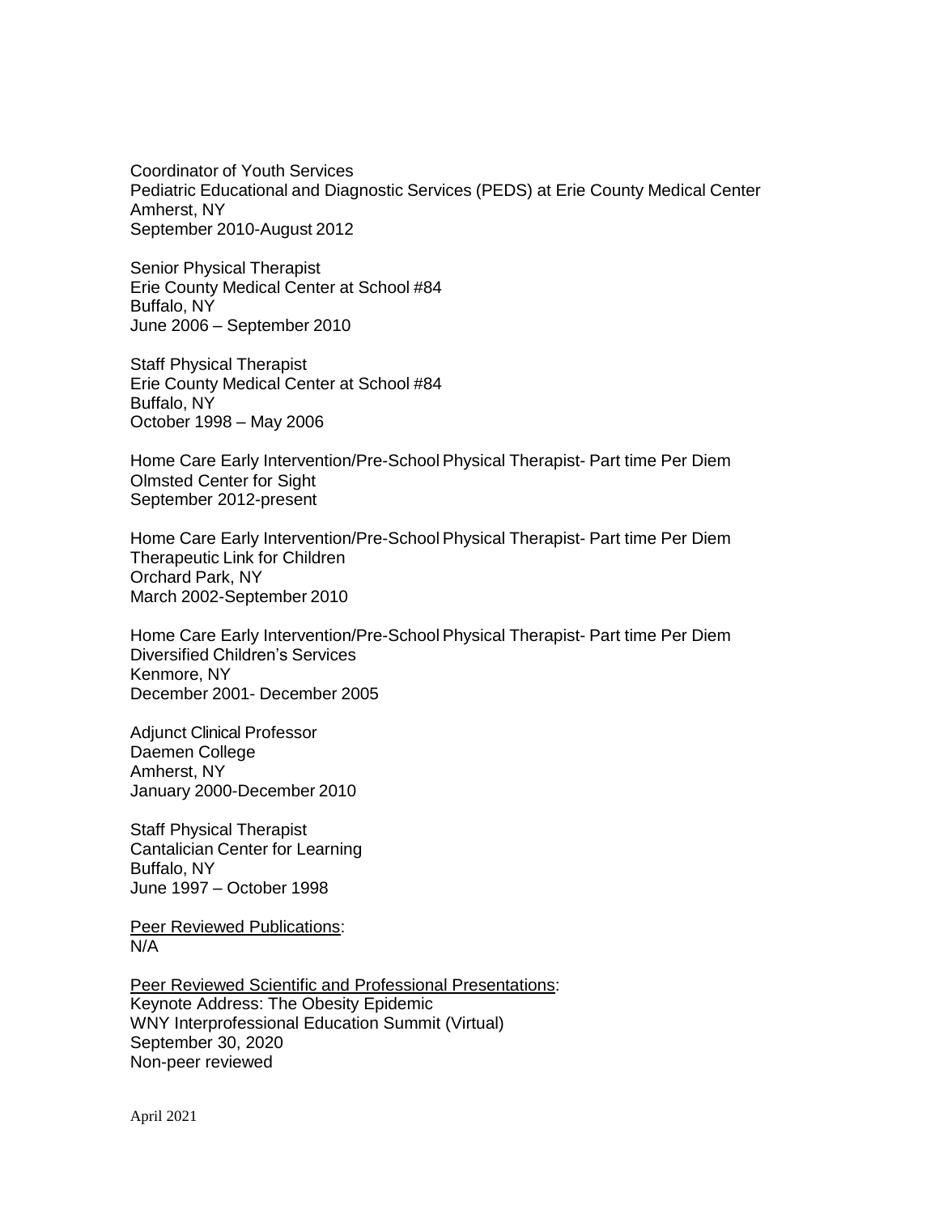Coordinator of Youth Services
Pediatric Educational and Diagnostic Services (PEDS) at Erie County Medical Center
Amherst, NY
September 2010-August 2012

Senior Physical Therapist
Erie County Medical Center at School #84
Buffalo, NY
June 2006 – September 2010

Staff Physical Therapist
Erie County Medical Center at School #84
Buffalo, NY
October 1998 – May 2006

Home Care Early Intervention/Pre-School Physical Therapist- Part time Per Diem
Olmsted Center for Sight
September 2012-present

Home Care Early Intervention/Pre-School Physical Therapist- Part time Per Diem
Therapeutic Link for Children
Orchard Park, NY
March 2002-September 2010

Home Care Early Intervention/Pre-School Physical Therapist- Part time Per Diem
Diversified Children's Services
Kenmore, NY
December 2001- December 2005

Adjunct Clinical Professor
Daemen College
Amherst, NY
January 2000-December 2010

Staff Physical Therapist
Cantalician Center for Learning
Buffalo, NY
June 1997 – October 1998

<u>Peer Reviewed Publications</u>:
N/A

<u>Peer Reviewed Scientific and Professional Presentations</u>:
Keynote Address: The Obesity Epidemic
WNY Interprofessional Education Summit (Virtual)
September 30, 2020
Non-peer reviewed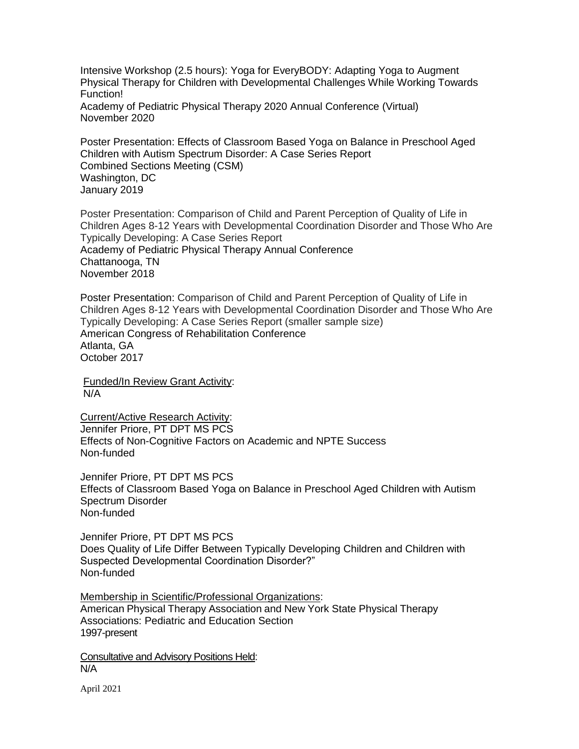Intensive Workshop (2.5 hours): Yoga for EveryBODY: Adapting Yoga to Augment Physical Therapy for Children with Developmental Challenges While Working Towards Function!
Academy of Pediatric Physical Therapy 2020 Annual Conference (Virtual)
November 2020

Poster Presentation: Effects of Classroom Based Yoga on Balance in Preschool Aged Children with Autism Spectrum Disorder: A Case Series Report
Combined Sections Meeting (CSM)
Washington, DC
January 2019

Poster Presentation: Comparison of Child and Parent Perception of Quality of Life in Children Ages 8-12 Years with Developmental Coordination Disorder and Those Who Are Typically Developing: A Case Series Report
Academy of Pediatric Physical Therapy Annual Conference
Chattanooga, TN
November 2018

Poster Presentation: Comparison of Child and Parent Perception of Quality of Life in Children Ages 8-12 Years with Developmental Coordination Disorder and Those Who Are Typically Developing: A Case Series Report (smaller sample size)
American Congress of Rehabilitation Conference
Atlanta, GA
October 2017

<u>Funded/In Review Grant Activity</u>:
N/A

<u>Current/Active Research Activity</u>:
Jennifer Priore, PT DPT MS PCS
Effects of Non-Cognitive Factors on Academic and NPTE Success
Non-funded

Jennifer Priore, PT DPT MS PCS
Effects of Classroom Based Yoga on Balance in Preschool Aged Children with Autism Spectrum Disorder
Non-funded

Jennifer Priore, PT DPT MS PCS
Does Quality of Life Differ Between Typically Developing Children and Children with Suspected Developmental Coordination Disorder?"
Non-funded

<u>Membership in Scientific/Professional Organizations</u>:
American Physical Therapy Association and New York State Physical Therapy Associations: Pediatric and Education Section
1997-present

<u>Consultative and Advisory Positions Held</u>:
N/A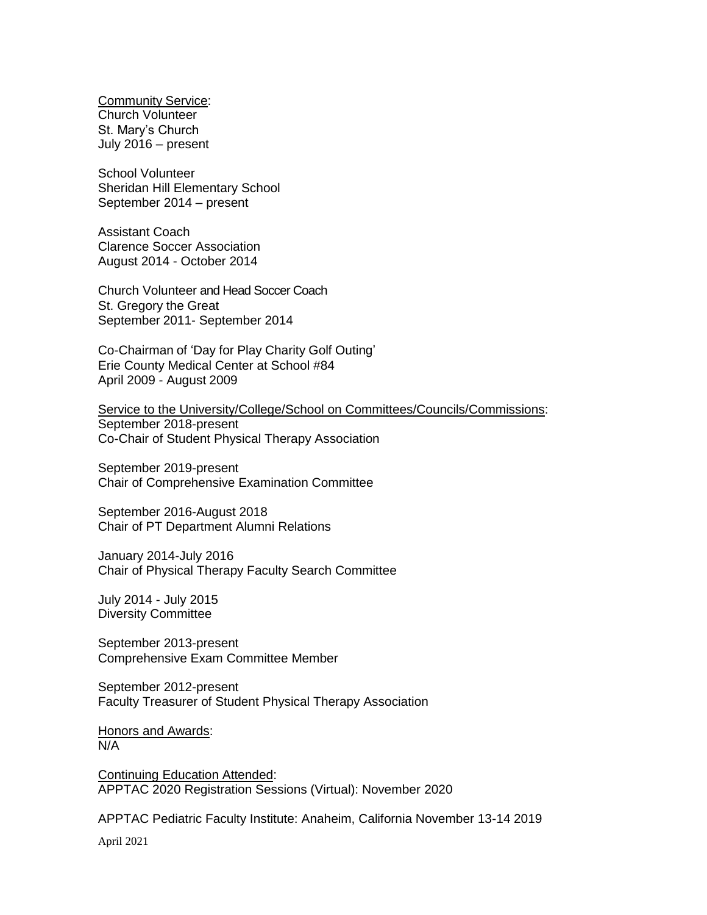Community Service:
Church Volunteer
St. Mary's Church
July 2016 – present

School Volunteer
Sheridan Hill Elementary School
September 2014 – present

Assistant Coach
Clarence Soccer Association
August 2014 - October 2014

Church Volunteer and Head Soccer Coach
St. Gregory the Great
September 2011- September 2014

Co-Chairman of 'Day for Play Charity Golf Outing'
Erie County Medical Center at School #84
April 2009 - August 2009

Service to the University/College/School on Committees/Councils/Commissions:
September 2018-present
Co-Chair of Student Physical Therapy Association

September 2019-present
Chair of Comprehensive Examination Committee

September 2016-August 2018
Chair of PT Department Alumni Relations

January 2014-July 2016
Chair of Physical Therapy Faculty Search Committee

July 2014 - July 2015
Diversity Committee

September 2013-present
Comprehensive Exam Committee Member

September 2012-present
Faculty Treasurer of Student Physical Therapy Association

Honors and Awards:
N/A

Continuing Education Attended:
APPTAC 2020 Registration Sessions (Virtual): November 2020

APPTAC Pediatric Faculty Institute: Anaheim, California November 13-14 2019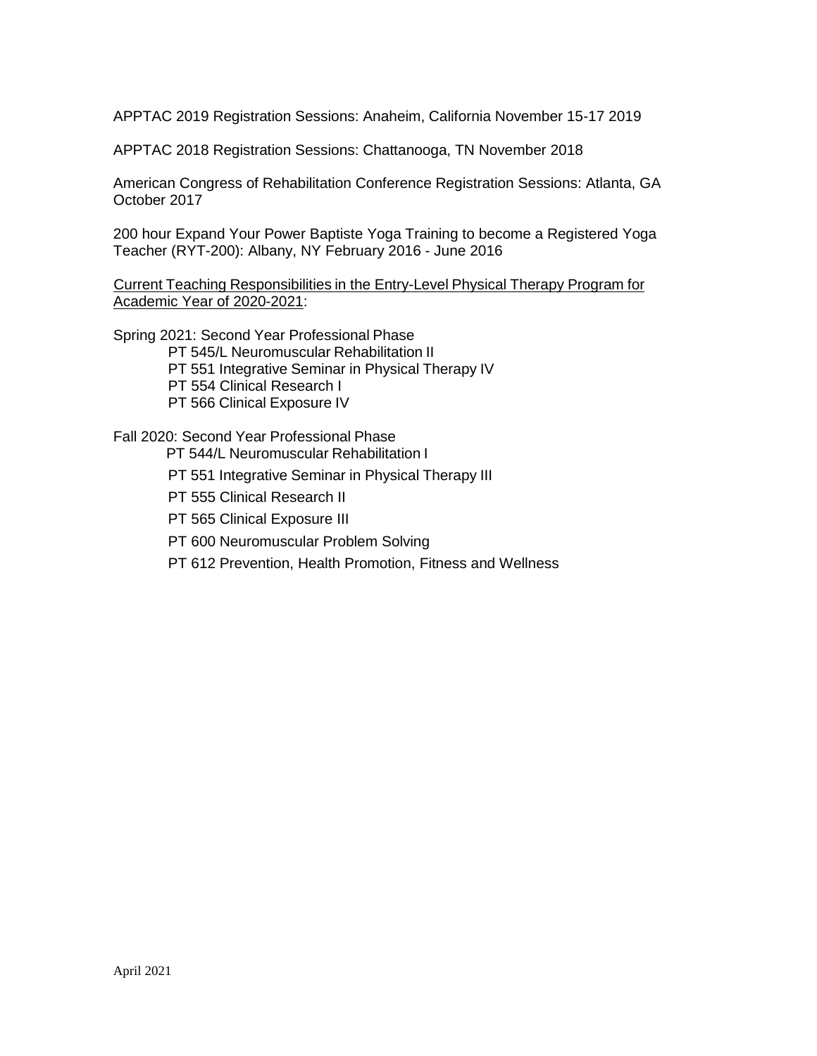APPTAC 2019 Registration Sessions: Anaheim, California November 15-17 2019

APPTAC 2018 Registration Sessions: Chattanooga, TN November 2018

American Congress of Rehabilitation Conference Registration Sessions: Atlanta, GA October 2017

200 hour Expand Your Power Baptiste Yoga Training to become a Registered Yoga Teacher (RYT-200): Albany, NY February 2016 - June 2016

<u>Current Teaching Responsibilities in the Entry-Level Physical Therapy Program for Academic Year of 2020-2021</u>:

Spring 2021: Second Year Professional Phase

- PT 545/L Neuromuscular Rehabilitation II
- PT 551 Integrative Seminar in Physical Therapy IV
- PT 554 Clinical Research I
- PT 566 Clinical Exposure IV

Fall 2020: Second Year Professional Phase

- PT 544/L Neuromuscular Rehabilitation I
- PT 551 Integrative Seminar in Physical Therapy III
- PT 555 Clinical Research II
- PT 565 Clinical Exposure III
- PT 600 Neuromuscular Problem Solving
- PT 612 Prevention, Health Promotion, Fitness and Wellness

April 2021